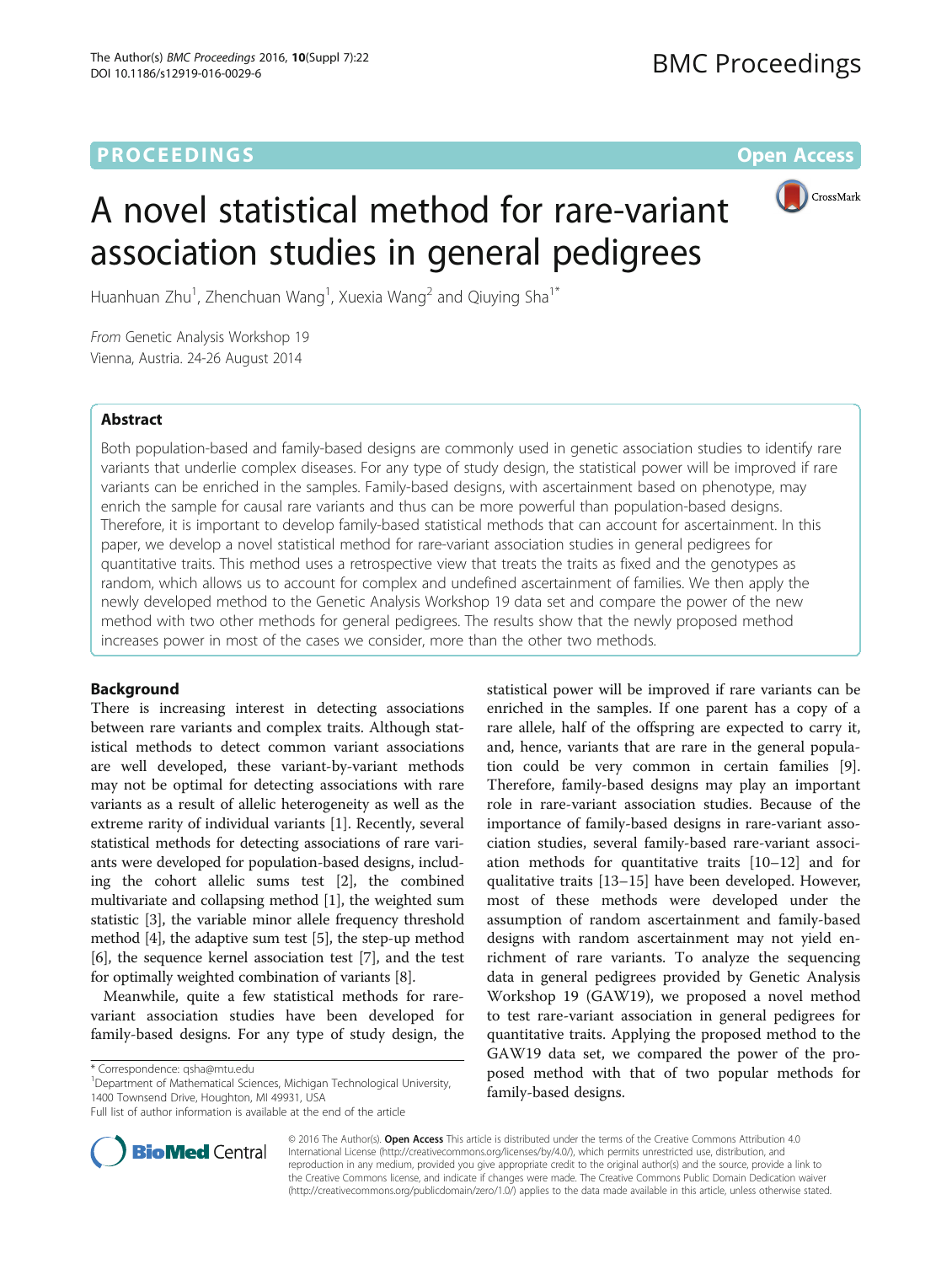**PROCEEDINGS** **Open Access**

# A novel statistical method for rare-variant association studies in general pedigrees

Huanhuan Zhu[1], Zhenchuan Wang[1], Xuexia Wang[2] and Qiuying Sha[1*]

*From* Genetic Analysis Workshop 19
Vienna, Austria. 24-26 August 2014

## Abstract

Both population-based and family-based designs are commonly used in genetic association studies to identify rare variants that underlie complex diseases. For any type of study design, the statistical power will be improved if rare variants can be enriched in the samples. Family-based designs, with ascertainment based on phenotype, may enrich the sample for causal rare variants and thus can be more powerful than population-based designs. Therefore, it is important to develop family-based statistical methods that can account for ascertainment. In this paper, we develop a novel statistical method for rare-variant association studies in general pedigrees for quantitative traits. This method uses a retrospective view that treats the traits as fixed and the genotypes as random, which allows us to account for complex and undefined ascertainment of families. We then apply the newly developed method to the Genetic Analysis Workshop 19 data set and compare the power of the new method with two other methods for general pedigrees. The results show that the newly proposed method increases power in most of the cases we consider, more than the other two methods.

## Background

There is increasing interest in detecting associations between rare variants and complex traits. Although statistical methods to detect common variant associations are well developed, these variant-by-variant methods may not be optimal for detecting associations with rare variants as a result of allelic heterogeneity as well as the extreme rarity of individual variants [1]. Recently, several statistical methods for detecting associations of rare variants were developed for population-based designs, including the cohort allelic sums test [2], the combined multivariate and collapsing method [1], the weighted sum statistic [3], the variable minor allele frequency threshold method [4], the adaptive sum test [5], the step-up method [6], the sequence kernel association test [7], and the test for optimally weighted combination of variants [8].

Meanwhile, quite a few statistical methods for rare-variant association studies have been developed for family-based designs. For any type of study design, the statistical power will be improved if rare variants can be enriched in the samples. If one parent has a copy of a rare allele, half of the offspring are expected to carry it, and, hence, variants that are rare in the general population could be very common in certain families [9]. Therefore, family-based designs may play an important role in rare-variant association studies. Because of the importance of family-based designs in rare-variant association studies, several family-based rare-variant association methods for quantitative traits [10–12] and for qualitative traits [13–15] have been developed. However, most of these methods were developed under the assumption of random ascertainment and family-based designs with random ascertainment may not yield enrichment of rare variants. To analyze the sequencing data in general pedigrees provided by Genetic Analysis Workshop 19 (GAW19), we proposed a novel method to test rare-variant association in general pedigrees for quantitative traits. Applying the proposed method to the GAW19 data set, we compared the power of the proposed method with that of two popular methods for family-based designs.

\* Correspondence: qsha@mtu.edu
[1]Department of Mathematical Sciences, Michigan Technological University, 1400 Townsend Drive, Houghton, MI 49931, USA
Full list of author information is available at the end of the article

© 2016 The Author(s). **Open Access** This article is distributed under the terms of the Creative Commons Attribution 4.0 International License (http://creativecommons.org/licenses/by/4.0/), which permits unrestricted use, distribution, and reproduction in any medium, provided you give appropriate credit to the original author(s) and the source, provide a link to the Creative Commons license, and indicate if changes were made. The Creative Commons Public Domain Dedication waiver (http://creativecommons.org/publicdomain/zero/1.0/) applies to the data made available in this article, unless otherwise stated.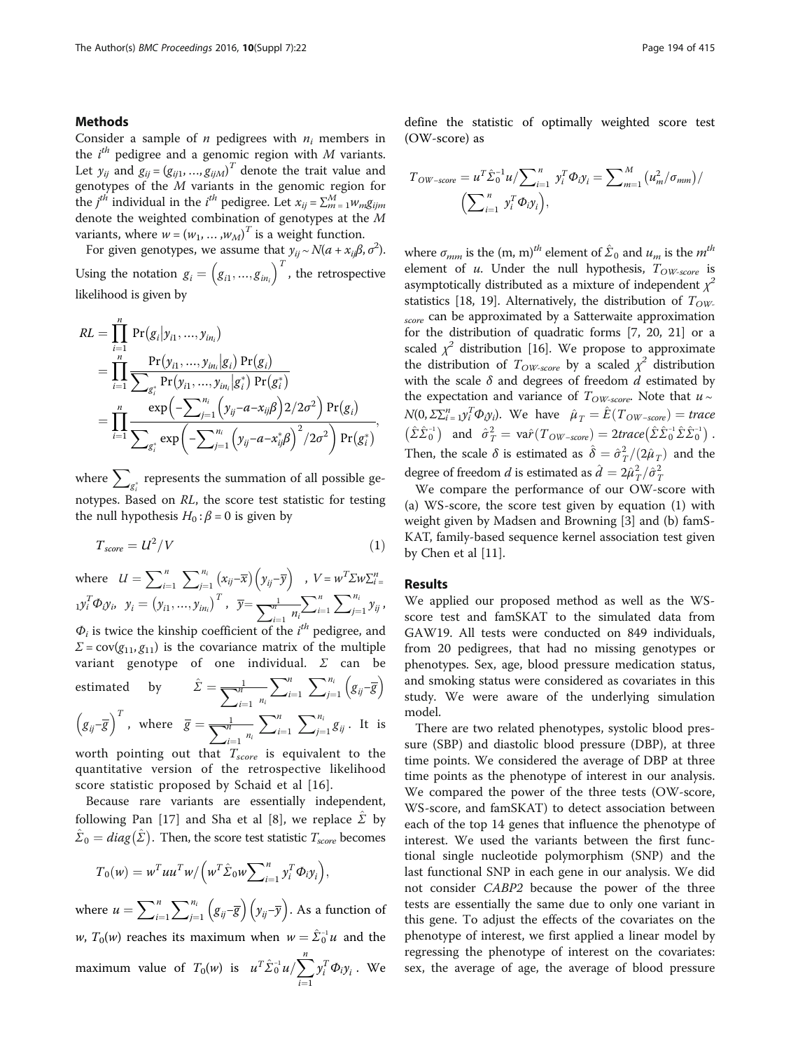## Methods

Consider a sample of $n$ pedigrees with $n_i$ members in the $i^{th}$ pedigree and a genomic region with $M$ variants. Let $y_{ij}$ and $g_{ij} = (g_{ij1}, \ldots, g_{ijM})^T$ denote the trait value and genotypes of the $M$ variants in the genomic region for the $j^{th}$ individual in the $i^{th}$ pedigree. Let $x_{ij} = \sum_{m=1}^{M} w_m g_{ijm}$ denote the weighted combination of genotypes at the $M$ variants, where $w = (w_1, \ldots, w_M)^T$ is a weight function.

For given genotypes, we assume that $y_{ij} \sim N(a + x_{ij}\beta, \sigma^2)$. Using the notation $g_i = \left(g_{i1}, \ldots, g_{in_i}\right)^T$, the retrospective likelihood is given by

$$RL = \prod_{i=1}^{n} \Pr\left(g_i | y_{i1}, \ldots, y_{in_i}\right) = \prod_{i=1}^{n} \frac{\Pr\left(y_{i1}, \ldots, y_{in_i} | g_i\right) \Pr(g_i)}{\sum_{g_i^*} \Pr\left(y_{i1}, \ldots, y_{in_i} | g_i^*\right) \Pr\left(g_i^*\right)} = \prod_{i=1}^{n} \frac{\exp\left(-\sum_{j=1}^{n_i} \left(y_{ij} - a - x_{ij}\beta\right) 2/2\sigma^2\right) \Pr(g_i)}{\sum_{g_i^*} \exp\left(-\sum_{j=1}^{n_i} \left(y_{ij} - a - x_{ij}^*\beta\right)^2 / 2\sigma^2\right) \Pr\left(g_i^*\right)},$$

where $\sum_{g_i^*}$ represents the summation of all possible genotypes. Based on $RL$, the score test statistic for testing the null hypothesis $H_0: \beta = 0$ is given by

$$T_{score} = U^2 / V \qquad (1)$$

where $U = \sum_{i=1}^{n} \sum_{j=1}^{n_i} \left(x_{ij} - \overline{x}\right)\left(y_{ij} - \overline{y}\right)$, $V = w^T \Sigma w \sum_{i=1}^{n} y_i^T \Phi_i y_i$, $y_i = \left(y_{i1}, \ldots, y_{in_i}\right)^T$, $\overline{y} = \frac{1}{\sum_{i=1}^{n} n_i} \sum_{i=1}^{n} \sum_{j=1}^{n_i} y_{ij}$, $\Phi_i$ is twice the kinship coefficient of the $i^{th}$ pedigree, and $\Sigma = \text{cov}(g_{11}, g_{11})$ is the covariance matrix of the multiple variant genotype of one individual. $\Sigma$ can be estimated by $\hat{\Sigma} = \frac{1}{\sum_{i=1}^{n} n_i} \sum_{i=1}^{n} \sum_{j=1}^{n_i} \left(g_{ij} - \overline{g}\right)\left(g_{ij} - \overline{g}\right)^T$, where $\overline{g} = \frac{1}{\sum_{i=1}^{n} n_i} \sum_{i=1}^{n} \sum_{j=1}^{n_i} g_{ij}$. It is worth pointing out that $T_{score}$ is equivalent to the quantitative version of the retrospective likelihood score statistic proposed by Schaid et al [16].

Because rare variants are essentially independent, following Pan [17] and Sha et al [8], we replace $\hat{\Sigma}$ by $\hat{\Sigma}_0 = diag\left(\hat{\Sigma}\right)$. Then, the score test statistic $T_{score}$ becomes

$$T_0(w) = w^T u u^T w / \left(w^T \hat{\Sigma}_0 w \sum_{i=1}^{n} y_i^T \Phi_i y_i\right),$$

where $u = \sum_{i=1}^{n} \sum_{j=1}^{n_i} \left(g_{ij} - \overline{g}\right)\left(y_{ij} - \overline{y}\right)$. As a function of $w$, $T_0(w)$ reaches its maximum when $w = \hat{\Sigma}_0^{-1} u$ and the maximum value of $T_0(w)$ is $u^T \hat{\Sigma}_0^{-1} u / \sum_{i=1}^{n} y_i^T \Phi_i y_i$. We define the statistic of optimally weighted score test (OW-score) as

$$T_{OW-score} = u^T \hat{\Sigma}_0^{-1} u / \sum_{i=1}^{n} y_i^T \Phi_i y_i = \sum_{m=1}^{M} \left(u_m^2 / \sigma_{mm}\right) / \left(\sum_{i=1}^{n} y_i^T \Phi_i y_i\right),$$

where $\sigma_{mm}$ is the $(m, m)^{th}$ element of $\hat{\Sigma}_0$ and $u_m$ is the $m^{th}$ element of $u$. Under the null hypothesis, $T_{OW-score}$ is asymptotically distributed as a mixture of independent $\chi^2$ statistics [18, 19]. Alternatively, the distribution of $T_{OW-score}$ can be approximated by a Satterwaite approximation for the distribution of quadratic forms [7, 20, 21] or a scaled $\chi^2$ distribution [16]. We propose to approximate the distribution of $T_{OW-score}$ by a scaled $\chi^2$ distribution with the scale $\delta$ and degrees of freedom $d$ estimated by the expectation and variance of $T_{OW-score}$. Note that $u \sim N(0, \Sigma \sum_{i=1}^{n} y_i^T \Phi_i y_i)$. We have $\hat{\mu}_T = \hat{E}(T_{OW-score}) = trace\left(\hat{\Sigma} \hat{\Sigma}_0^{-1}\right)$ and $\hat{\sigma}_T^2 = \hat{var}(T_{OW-score}) = 2trace\left(\hat{\Sigma} \hat{\Sigma}_0^{-1} \hat{\Sigma} \hat{\Sigma}_0^{-1}\right)$. Then, the scale $\delta$ is estimated as $\hat{\delta} = \hat{\sigma}_T^2 / (2\hat{\mu}_T)$ and the degree of freedom $d$ is estimated as $\hat{d} = 2\hat{\mu}_T^2 / \hat{\sigma}_T^2$

We compare the performance of our OW-score with (a) WS-score, the score test given by equation (1) with weight given by Madsen and Browning [3] and (b) famSKAT, family-based sequence kernel association test given by Chen et al [11].

## Results

We applied our proposed method as well as the WS-score test and famSKAT to the simulated data from GAW19. All tests were conducted on 849 individuals, from 20 pedigrees, that had no missing genotypes or phenotypes. Sex, age, blood pressure medication status, and smoking status were considered as covariates in this study. We were aware of the underlying simulation model.

There are two related phenotypes, systolic blood pressure (SBP) and diastolic blood pressure (DBP), at three time points. We considered the average of DBP at three time points as the phenotype of interest in our analysis. We compared the power of the three tests (OW-score, WS-score, and famSKAT) to detect association between each of the top 14 genes that influence the phenotype of interest. We used the variants between the first functional single nucleotide polymorphism (SNP) and the last functional SNP in each gene in our analysis. We did not consider *CABP2* because the power of the three tests are essentially the same due to only one variant in this gene. To adjust the effects of the covariates on the phenotype of interest, we first applied a linear model by regressing the phenotype of interest on the covariates: sex, the average of age, the average of blood pressure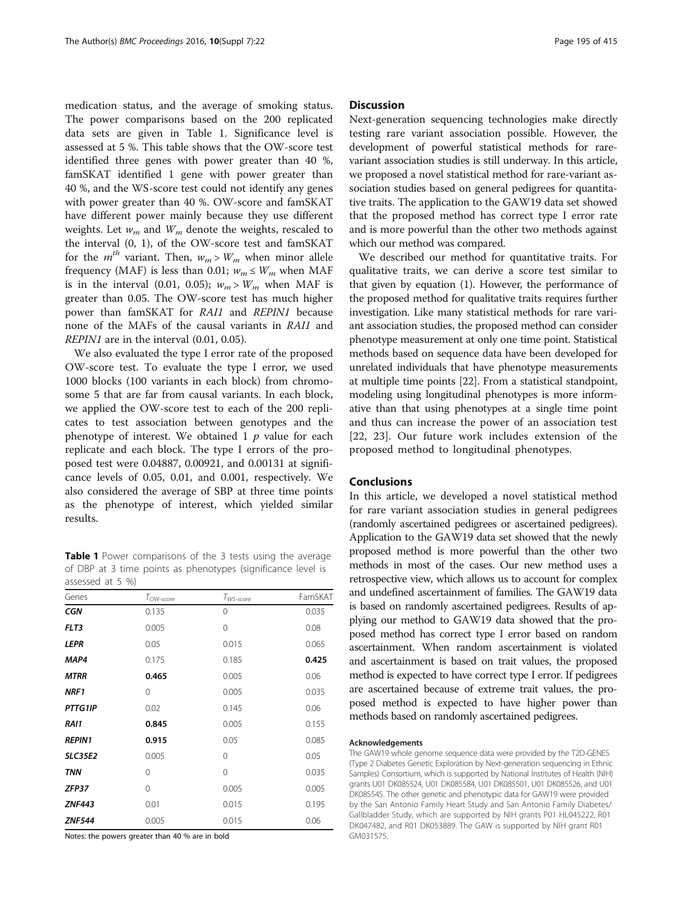medication status, and the average of smoking status. The power comparisons based on the 200 replicated data sets are given in Table 1. Significance level is assessed at 5 %. This table shows that the OW-score test identified three genes with power greater than 40 %, famSKAT identified 1 gene with power greater than 40 %, and the WS-score test could not identify any genes with power greater than 40 %. OW-score and famSKAT have different power mainly because they use different weights. Let $w_m$ and $W_m$ denote the weights, rescaled to the interval (0, 1), of the OW-score test and famSKAT for the $m^{th}$ variant. Then, $w_m > W_m$ when minor allele frequency (MAF) is less than 0.01; $w_m \leq W_m$ when MAF is in the interval (0.01, 0.05); $w_m > W_m$ when MAF is greater than 0.05. The OW-score test has much higher power than famSKAT for *RAI1* and *REPIN1* because none of the MAFs of the causal variants in *RAI1* and *REPIN1* are in the interval (0.01, 0.05).

We also evaluated the type I error rate of the proposed OW-score test. To evaluate the type I error, we used 1000 blocks (100 variants in each block) from chromosome 5 that are far from causal variants. In each block, we applied the OW-score test to each of the 200 replicates to test association between genotypes and the phenotype of interest. We obtained 1 $p$ value for each replicate and each block. The type I errors of the proposed test were 0.04887, 0.00921, and 0.00131 at significance levels of 0.05, 0.01, and 0.001, respectively. We also considered the average of SBP at three time points as the phenotype of interest, which yielded similar results.

**Table 1** Power comparisons of the 3 tests using the average of DBP at 3 time points as phenotypes (significance level is assessed at 5 %)

| Genes | $T_{OW\text{-}score}$ | $T_{WS\text{-}score}$ | FamSKAT |
|---|---|---|---|
| ***CGN*** | 0.135 | 0 | 0.035 |
| ***FLT3*** | 0.005 | 0 | 0.08 |
| ***LEPR*** | 0.05 | 0.015 | 0.065 |
| ***MAP4*** | 0.175 | 0.185 | **0.425** |
| ***MTRR*** | **0.465** | 0.005 | 0.06 |
| ***NRF1*** | 0 | 0.005 | 0.035 |
| ***PTTG1IP*** | 0.02 | 0.145 | 0.06 |
| ***RAI1*** | **0.845** | 0.005 | 0.155 |
| ***REPIN1*** | **0.915** | 0.05 | 0.085 |
| ***SLC35E2*** | 0.005 | 0 | 0.05 |
| ***TNN*** | 0 | 0 | 0.035 |
| ***ZFP37*** | 0 | 0.005 | 0.005 |
| ***ZNF443*** | 0.01 | 0.015 | 0.195 |
| ***ZNF544*** | 0.005 | 0.015 | 0.06 |

Notes: the powers greater than 40 % are in bold

## Discussion

Next-generation sequencing technologies make directly testing rare variant association possible. However, the development of powerful statistical methods for rare-variant association studies is still underway. In this article, we proposed a novel statistical method for rare-variant association studies based on general pedigrees for quantitative traits. The application to the GAW19 data set showed that the proposed method has correct type I error rate and is more powerful than the other two methods against which our method was compared.

We described our method for quantitative traits. For qualitative traits, we can derive a score test similar to that given by equation (1). However, the performance of the proposed method for qualitative traits requires further investigation. Like many statistical methods for rare variant association studies, the proposed method can consider phenotype measurement at only one time point. Statistical methods based on sequence data have been developed for unrelated individuals that have phenotype measurements at multiple time points [22]. From a statistical standpoint, modeling using longitudinal phenotypes is more informative than that using phenotypes at a single time point and thus can increase the power of an association test [22, 23]. Our future work includes extension of the proposed method to longitudinal phenotypes.

## Conclusions

In this article, we developed a novel statistical method for rare variant association studies in general pedigrees (randomly ascertained pedigrees or ascertained pedigrees). Application to the GAW19 data set showed that the newly proposed method is more powerful than the other two methods in most of the cases. Our new method uses a retrospective view, which allows us to account for complex and undefined ascertainment of families. The GAW19 data is based on randomly ascertained pedigrees. Results of applying our method to GAW19 data showed that the proposed method has correct type I error based on random ascertainment. When random ascertainment is violated and ascertainment is based on trait values, the proposed method is expected to have correct type I error. If pedigrees are ascertained because of extreme trait values, the proposed method is expected to have higher power than methods based on randomly ascertained pedigrees.

#### Acknowledgements

The GAW19 whole genome sequence data were provided by the T2D-GENES (Type 2 Diabetes Genetic Exploration by Next-generation sequencing in Ethnic Samples) Consortium, which is supported by National Institutes of Health (NIH) grants U01 DK085524, U01 DK085584, U01 DK085501, U01 DK085526, and U01 DK085545. The other genetic and phenotypic data for GAW19 were provided by the San Antonio Family Heart Study and San Antonio Family Diabetes/Gallbladder Study, which are supported by NIH grants P01 HL045222, R01 DK047482, and R01 DK053889. The GAW is supported by NIH grant R01 GM031575.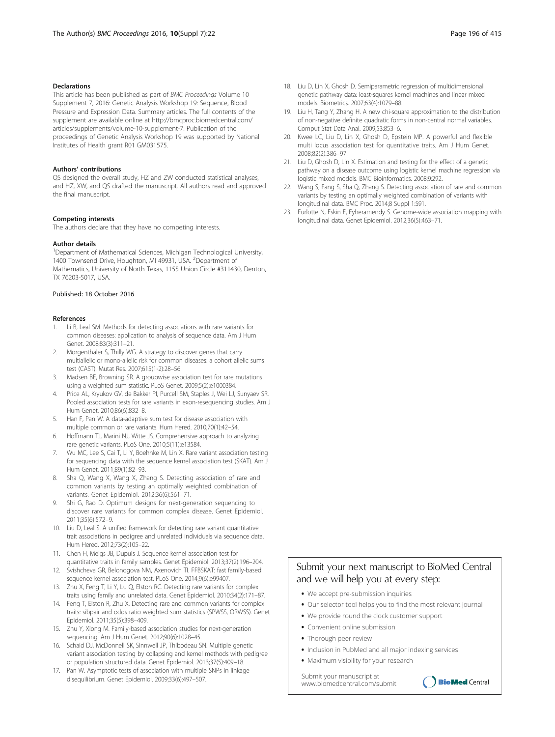#### Declarations

This article has been published as part of *BMC Proceedings* Volume 10 Supplement 7, 2016: Genetic Analysis Workshop 19: Sequence, Blood Pressure and Expression Data. Summary articles. The full contents of the supplement are available online at http://bmcproc.biomedcentral.com/articles/supplements/volume-10-supplement-7. Publication of the proceedings of Genetic Analysis Workshop 19 was supported by National Institutes of Health grant R01 GM031575.

#### Authors' contributions

QS designed the overall study, HZ and ZW conducted statistical analyses, and HZ, XW, and QS drafted the manuscript. All authors read and approved the final manuscript.

#### Competing interests

The authors declare that they have no competing interests.

#### Author details

[1]Department of Mathematical Sciences, Michigan Technological University, 1400 Townsend Drive, Houghton, MI 49931, USA. [2]Department of Mathematics, University of North Texas, 1155 Union Circle #311430, Denton, TX 76203-5017, USA.

Published: 18 October 2016

#### References

1. Li B, Leal SM. Methods for detecting associations with rare variants for common diseases: application to analysis of sequence data. Am J Hum Genet. 2008;83(3):311–21.
2. Morgenthaler S, Thilly WG. A strategy to discover genes that carry multiallelic or mono-allelic risk for common diseases: a cohort allelic sums test (CAST). Mutat Res. 2007;615(1-2):28–56.
3. Madsen BE, Browning SR. A groupwise association test for rare mutations using a weighted sum statistic. PLoS Genet. 2009;5(2):e1000384.
4. Price AL, Kryukov GV, de Bakker PI, Purcell SM, Staples J, Wei LJ, Sunyaev SR. Pooled association tests for rare variants in exon-resequencing studies. Am J Hum Genet. 2010;86(6):832–8.
5. Han F, Pan W. A data-adaptive sum test for disease association with multiple common or rare variants. Hum Hered. 2010;70(1):42–54.
6. Hoffmann TJ, Marini NJ, Witte JS. Comprehensive approach to analyzing rare genetic variants. PLoS One. 2010;5(11):e13584.
7. Wu MC, Lee S, Cai T, Li Y, Boehnke M, Lin X. Rare variant association testing for sequencing data with the sequence kernel association test (SKAT). Am J Hum Genet. 2011;89(1):82–93.
8. Sha Q, Wang X, Wang X, Zhang S. Detecting association of rare and common variants by testing an optimally weighted combination of variants. Genet Epidemiol. 2012;36(6):561–71.
9. Shi G, Rao D. Optimum designs for next-generation sequencing to discover rare variants for common complex disease. Genet Epidemiol. 2011;35(6):572–9.
10. Liu D, Leal S. A unified framework for detecting rare variant quantitative trait associations in pedigree and unrelated individuals via sequence data. Hum Hered. 2012;73(2):105–22.
11. Chen H, Meigs JB, Dupuis J. Sequence kernel association test for quantitative traits in family samples. Genet Epidemiol. 2013;37(2):196–204.
12. Svishcheva GR, Belonogova NM, Axenovich TI. FFBSKAT: fast family-based sequence kernel association test. PLoS One. 2014;9(6):e99407.
13. Zhu X, Feng T, Li Y, Lu Q, Elston RC. Detecting rare variants for complex traits using family and unrelated data. Genet Epidemiol. 2010;34(2):171–87.
14. Feng T, Elston R, Zhu X. Detecting rare and common variants for complex traits: sibpair and odds ratio weighted sum statistics (SPWSS, ORWSS). Genet Epidemiol. 2011;35(5):398–409.
15. Zhu Y, Xiong M. Family-based association studies for next-generation sequencing. Am J Hum Genet. 2012;90(6):1028–45.
16. Schaid DJ, McDonnell SK, Sinnwell JP, Thibodeau SN. Multiple genetic variant association testing by collapsing and kernel methods with pedigree or population structured data. Genet Epidemiol. 2013;37(5):409–18.
17. Pan W. Asymptotic tests of association with multiple SNPs in linkage disequilibrium. Genet Epidemiol. 2009;33(6):497–507.
18. Liu D, Lin X, Ghosh D. Semiparametric regression of multidimensional genetic pathway data: least-squares kernel machines and linear mixed models. Biometrics. 2007;63(4):1079–88.
19. Liu H, Tang Y, Zhang H. A new chi-square approximation to the distribution of non-negative definite quadratic forms in non-central normal variables. Comput Stat Data Anal. 2009;53:853–6.
20. Kwee LC, Liu D, Lin X, Ghosh D, Epstein MP. A powerful and flexible multi locus association test for quantitative traits. Am J Hum Genet. 2008;82(2):386–97.
21. Liu D, Ghosh D, Lin X. Estimation and testing for the effect of a genetic pathway on a disease outcome using logistic kernel machine regression via logistic mixed models. BMC Bioinformatics. 2008;9:292.
22. Wang S, Fang S, Sha Q, Zhang S. Detecting association of rare and common variants by testing an optimally weighted combination of variants with longitudinal data. BMC Proc. 2014;8 Suppl 1:S91.
23. Furlotte N, Eskin E, Eyheramendy S. Genome-wide association mapping with longitudinal data. Genet Epidemiol. 2012;36(5):463–71.

Submit your next manuscript to BioMed Central and we will help you at every step:

- We accept pre-submission inquiries
- Our selector tool helps you to find the most relevant journal
- We provide round the clock customer support
- Convenient online submission
- Thorough peer review
- Inclusion in PubMed and all major indexing services
- Maximum visibility for your research

Submit your manuscript at www.biomedcentral.com/submit

BioMed Central